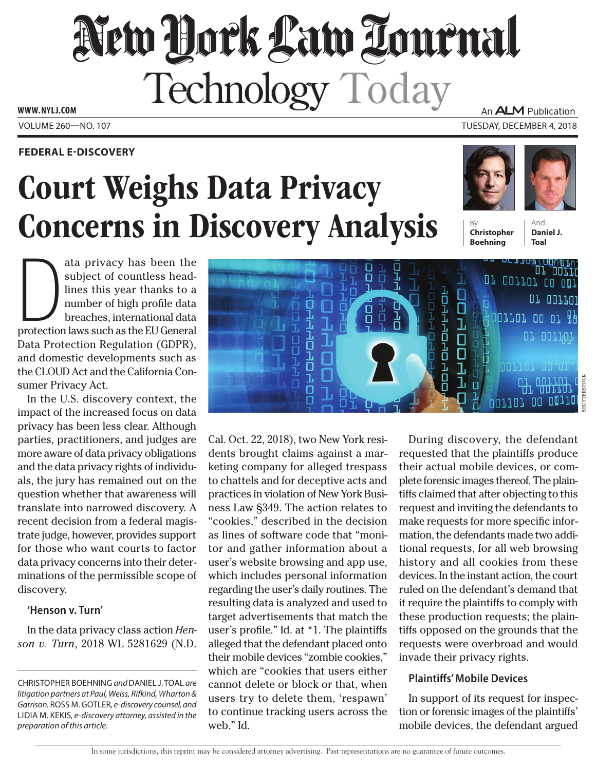# New York Law Journal Technology Today

**FEDERAL E-DISCOVERY**

# Court Weighs Data Privacy Concerns in Discovery Analysis

By **Christopher Boehning** And **Daniel J. Toal**

Data privacy has been the subject of countless headlines this year thanks to a number of high profile data breaches, international data protection laws such as the EU General Data Protection Regulation (GDPR), and domestic developments such as the CLOUD Act and the California Consumer Privacy Act.

In the U.S. discovery context, the impact of the increased focus on data privacy has been less clear. Although parties, practitioners, and judges are more aware of data privacy obligations and the data privacy rights of individuals, the jury has remained out on the question whether that awareness will translate into narrowed discovery. A recent decision from a federal magistrate judge, however, provides support for those who want courts to factor data privacy concerns into their determinations of the permissible scope of discovery.

## 'Henson v. Turn'

In the data privacy class action *Henson v. Turn*, 2018 WL 5281629 (N.D. Cal. Oct. 22, 2018), two New York residents brought claims against a marketing company for alleged trespass to chattels and for deceptive acts and practices in violation of New York Business Law §349. The action relates to "cookies," described in the decision as lines of software code that "monitor and gather information about a user's website browsing and app use, which includes personal information regarding the user's daily routines. The resulting data is analyzed and used to target advertisements that match the user's profile." Id. at *1. The plaintiffs alleged that the defendant placed onto their mobile devices "zombie cookies," which are "cookies that users either cannot delete or block or that, when users try to delete them, 'respawn' to continue tracking users across the web." Id.

During discovery, the defendant requested that the plaintiffs produce their actual mobile devices, or complete forensic images thereof. The plaintiffs claimed that after objecting to this request and inviting the defendants to make requests for more specific information, the defendants made two additional requests, for all web browsing history and all cookies from these devices. In the instant action, the court ruled on the defendant's demand that it require the plaintiffs to comply with these production requests; the plaintiffs opposed on the grounds that the requests were overbroad and would invade their privacy rights.

### Plaintiffs' Mobile Devices

In support of its request for inspection or forensic images of the plaintiffs' mobile devices, the defendant argued

---

CHRISTOPHER BOEHNING *and* DANIEL J. TOAL *are litigation partners at Paul, Weiss, Rifkind, Wharton & Garrison.* ROSS M. GOTLER, *e-discovery counsel, and* LIDIA M. KEKIS, *e-discovery attorney, assisted in the preparation of this article.*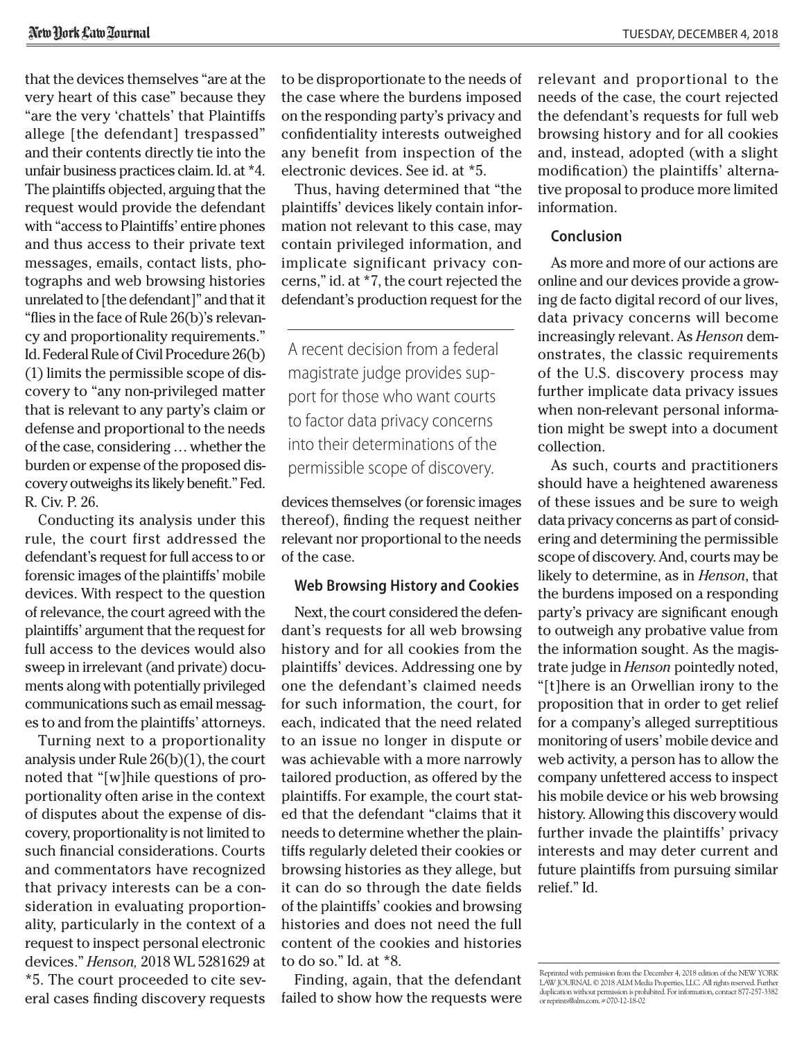that the devices themselves "are at the very heart of this case" because they "are the very 'chattels' that Plaintiffs allege [the defendant] trespassed" and their contents directly tie into the unfair business practices claim. Id. at *4. The plaintiffs objected, arguing that the request would provide the defendant with "access to Plaintiffs' entire phones and thus access to their private text messages, emails, contact lists, photographs and web browsing histories unrelated to [the defendant]" and that it "flies in the face of Rule 26(b)'s relevancy and proportionality requirements." Id. Federal Rule of Civil Procedure 26(b)(1) limits the permissible scope of discovery to "any non-privileged matter that is relevant to any party's claim or defense and proportional to the needs of the case, considering … whether the burden or expense of the proposed discovery outweighs its likely benefit." Fed. R. Civ. P. 26.

Conducting its analysis under this rule, the court first addressed the defendant's request for full access to or forensic images of the plaintiffs' mobile devices. With respect to the question of relevance, the court agreed with the plaintiffs' argument that the request for full access to the devices would also sweep in irrelevant (and private) documents along with potentially privileged communications such as email messages to and from the plaintiffs' attorneys.

Turning next to a proportionality analysis under Rule 26(b)(1), the court noted that "[w]hile questions of proportionality often arise in the context of disputes about the expense of discovery, proportionality is not limited to such financial considerations. Courts and commentators have recognized that privacy interests can be a consideration in evaluating proportionality, particularly in the context of a request to inspect personal electronic devices." *Henson,* 2018 WL 5281629 at *5. The court proceeded to cite several cases finding discovery requests to be disproportionate to the needs of the case where the burdens imposed on the responding party's privacy and confidentiality interests outweighed any benefit from inspection of the electronic devices. See id. at *5.

Thus, having determined that "the plaintiffs' devices likely contain information not relevant to this case, may contain privileged information, and implicate significant privacy concerns," id. at *7, the court rejected the defendant's production request for the devices themselves (or forensic images thereof), finding the request neither relevant nor proportional to the needs of the case.

> A recent decision from a federal magistrate judge provides support for those who want courts to factor data privacy concerns into their determinations of the permissible scope of discovery.

### Web Browsing History and Cookies

Next, the court considered the defendant's requests for all web browsing history and for all cookies from the plaintiffs' devices. Addressing one by one the defendant's claimed needs for such information, the court, for each, indicated that the need related to an issue no longer in dispute or was achievable with a more narrowly tailored production, as offered by the plaintiffs. For example, the court stated that the defendant "claims that it needs to determine whether the plaintiffs regularly deleted their cookies or browsing histories as they allege, but it can do so through the date fields of the plaintiffs' cookies and browsing histories and does not need the full content of the cookies and histories to do so." Id. at *8.

Finding, again, that the defendant failed to show how the requests were relevant and proportional to the needs of the case, the court rejected the defendant's requests for full web browsing history and for all cookies and, instead, adopted (with a slight modification) the plaintiffs' alternative proposal to produce more limited information.

### Conclusion

As more and more of our actions are online and our devices provide a growing de facto digital record of our lives, data privacy concerns will become increasingly relevant. As *Henson* demonstrates, the classic requirements of the U.S. discovery process may further implicate data privacy issues when non-relevant personal information might be swept into a document collection.

As such, courts and practitioners should have a heightened awareness of these issues and be sure to weigh data privacy concerns as part of considering and determining the permissible scope of discovery. And, courts may be likely to determine, as in *Henson*, that the burdens imposed on a responding party's privacy are significant enough to outweigh any probative value from the information sought. As the magistrate judge in *Henson* pointedly noted, "[t]here is an Orwellian irony to the proposition that in order to get relief for a company's alleged surreptitious monitoring of users' mobile device and web activity, a person has to allow the company unfettered access to inspect his mobile device or his web browsing history. Allowing this discovery would further invade the plaintiffs' privacy interests and may deter current and future plaintiffs from pursuing similar relief." Id.

Reprinted with permission from the December 4, 2018 edition of the NEW YORK LAW JOURNAL © 2018 ALM Media Properties, LLC. All rights reserved. Further duplication without permission is prohibited. For information, contact 877-257-3382 or reprints@alm.com. # 070-12-18-02